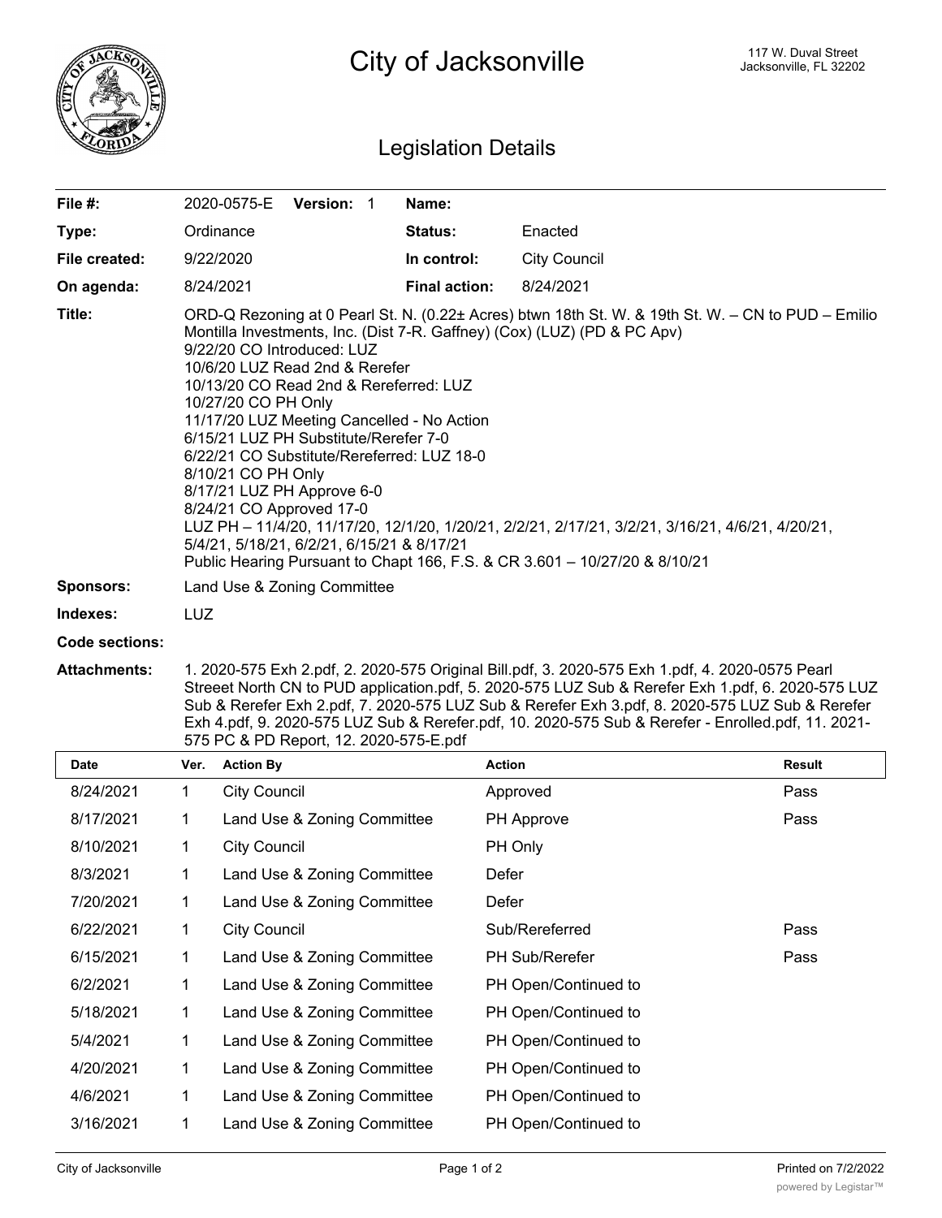# City of Jacksonville

117 W. Duval Street
Jacksonville, FL 32202

## Legislation Details

| | | | |
|---|---|---|---|
| **File #:** | 2020-0575-E **Version:** 1 | **Name:** | |
| **Type:** | Ordinance | **Status:** | Enacted |
| **File created:** | 9/22/2020 | **In control:** | City Council |
| **On agenda:** | 8/24/2021 | **Final action:** | 8/24/2021 |

**Title:** ORD-Q Rezoning at 0 Pearl St. N. (0.22± Acres) btwn 18th St. W. & 19th St. W. – CN to PUD – Emilio Montilla Investments, Inc. (Dist 7-R. Gaffney) (Cox) (LUZ) (PD & PC Apv)
9/22/20 CO Introduced: LUZ
10/6/20 LUZ Read 2nd & Rerefer
10/13/20 CO Read 2nd & Rereferred: LUZ
10/27/20 CO PH Only
11/17/20 LUZ Meeting Cancelled - No Action
6/15/21 LUZ PH Substitute/Rerefer 7-0
6/22/21 CO Substitute/Rereferred: LUZ 18-0
8/10/21 CO PH Only
8/17/21 LUZ PH Approve 6-0
8/24/21 CO Approved 17-0
LUZ PH – 11/4/20, 11/17/20, 12/1/20, 1/20/21, 2/2/21, 2/17/21, 3/2/21, 3/16/21, 4/6/21, 4/20/21, 5/4/21, 5/18/21, 6/2/21, 6/15/21 & 8/17/21
Public Hearing Pursuant to Chapt 166, F.S. & CR 3.601 – 10/27/20 & 8/10/21

**Sponsors:** Land Use & Zoning Committee

**Indexes:** LUZ

**Code sections:**

**Attachments:** 1. 2020-575 Exh 2.pdf, 2. 2020-575 Original Bill.pdf, 3. 2020-575 Exh 1.pdf, 4. 2020-0575 Pearl Streeet North CN to PUD application.pdf, 5. 2020-575 LUZ Sub & Rerefer Exh 1.pdf, 6. 2020-575 LUZ Sub & Rerefer Exh 2.pdf, 7. 2020-575 LUZ Sub & Rerefer Exh 3.pdf, 8. 2020-575 LUZ Sub & Rerefer Exh 4.pdf, 9. 2020-575 LUZ Sub & Rerefer.pdf, 10. 2020-575 Sub & Rerefer - Enrolled.pdf, 11. 2021-575 PC & PD Report, 12. 2020-575-E.pdf

| Date | Ver. | Action By | Action | Result |
|---|---|---|---|---|
| 8/24/2021 | 1 | City Council | Approved | Pass |
| 8/17/2021 | 1 | Land Use & Zoning Committee | PH Approve | Pass |
| 8/10/2021 | 1 | City Council | PH Only | |
| 8/3/2021 | 1 | Land Use & Zoning Committee | Defer | |
| 7/20/2021 | 1 | Land Use & Zoning Committee | Defer | |
| 6/22/2021 | 1 | City Council | Sub/Rereferred | Pass |
| 6/15/2021 | 1 | Land Use & Zoning Committee | PH Sub/Rerefer | Pass |
| 6/2/2021 | 1 | Land Use & Zoning Committee | PH Open/Continued to | |
| 5/18/2021 | 1 | Land Use & Zoning Committee | PH Open/Continued to | |
| 5/4/2021 | 1 | Land Use & Zoning Committee | PH Open/Continued to | |
| 4/20/2021 | 1 | Land Use & Zoning Committee | PH Open/Continued to | |
| 4/6/2021 | 1 | Land Use & Zoning Committee | PH Open/Continued to | |
| 3/16/2021 | 1 | Land Use & Zoning Committee | PH Open/Continued to | |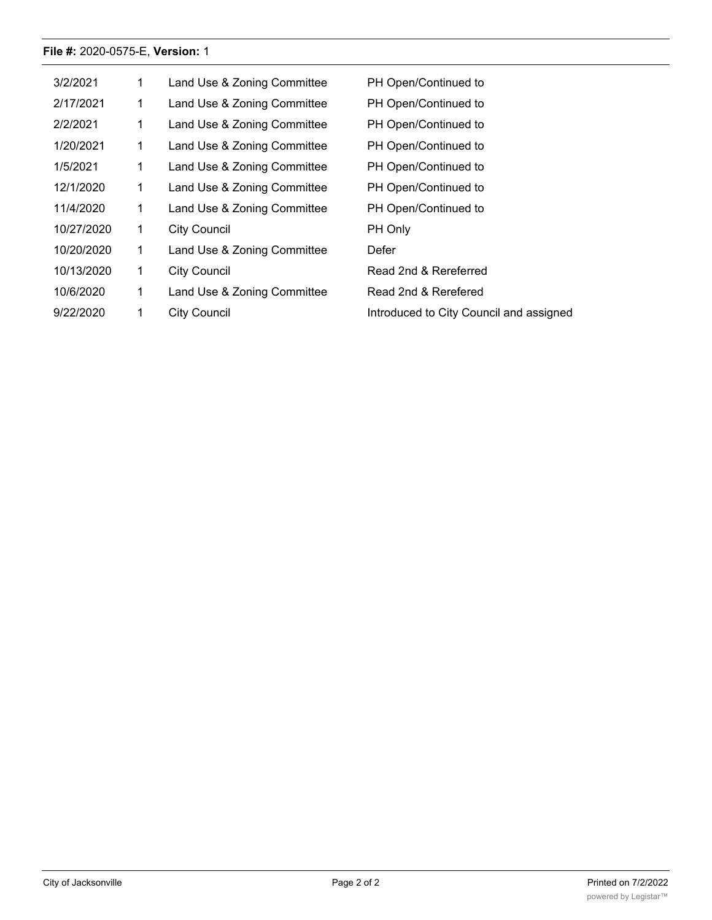**File #:** 2020-0575-E, **Version:** 1

| | | | |
|---|---|---|---|
| 3/2/2021 | 1 | Land Use & Zoning Committee | PH Open/Continued to |
| 2/17/2021 | 1 | Land Use & Zoning Committee | PH Open/Continued to |
| 2/2/2021 | 1 | Land Use & Zoning Committee | PH Open/Continued to |
| 1/20/2021 | 1 | Land Use & Zoning Committee | PH Open/Continued to |
| 1/5/2021 | 1 | Land Use & Zoning Committee | PH Open/Continued to |
| 12/1/2020 | 1 | Land Use & Zoning Committee | PH Open/Continued to |
| 11/4/2020 | 1 | Land Use & Zoning Committee | PH Open/Continued to |
| 10/27/2020 | 1 | City Council | PH Only |
| 10/20/2020 | 1 | Land Use & Zoning Committee | Defer |
| 10/13/2020 | 1 | City Council | Read 2nd & Rereferred |
| 10/6/2020 | 1 | Land Use & Zoning Committee | Read 2nd & Rerefered |
| 9/22/2020 | 1 | City Council | Introduced to City Council and assigned |